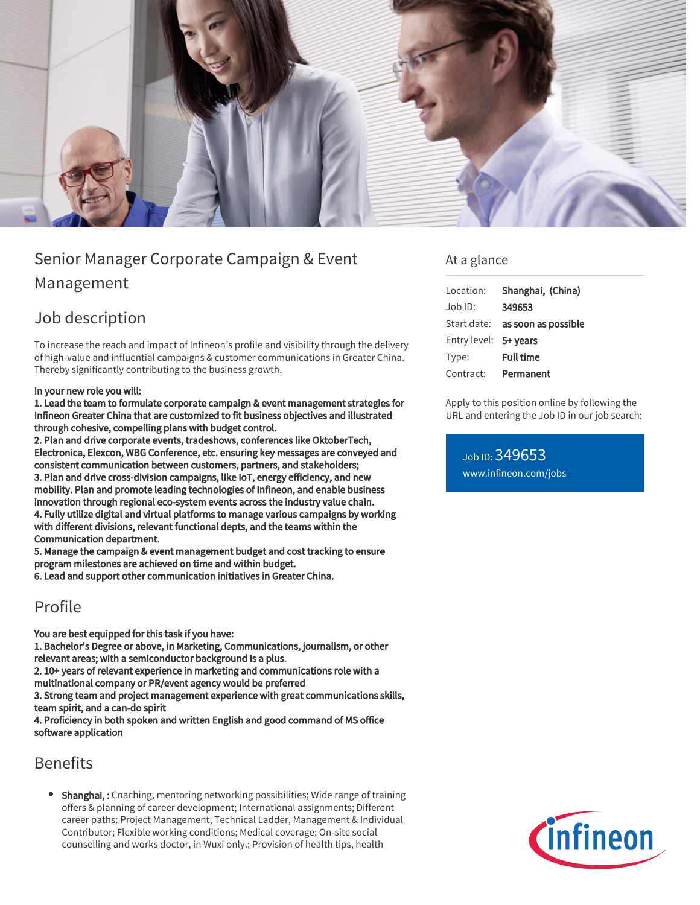# Senior Manager Corporate Campaign & Event Management

## Job description

To increase the reach and impact of Infineon's profile and visibility through the delivery of high-value and influential campaigns & customer communications in Greater China. Thereby significantly contributing to the business growth.

**In your new role you will:**

**1. Lead the team to formulate corporate campaign & event management strategies for Infineon Greater China that are customized to fit business objectives and illustrated through cohesive, compelling plans with budget control.**

**2. Plan and drive corporate events, tradeshows, conferences like OktoberTech, Electronica, Elexcon, WBG Conference, etc. ensuring key messages are conveyed and consistent communication between customers, partners, and stakeholders;**

**3. Plan and drive cross-division campaigns, like IoT, energy efficiency, and new mobility. Plan and promote leading technologies of Infineon, and enable business innovation through regional eco-system events across the industry value chain.**

**4. Fully utilize digital and virtual platforms to manage various campaigns by working with different divisions, relevant functional depts, and the teams within the Communication department.**

**5. Manage the campaign & event management budget and cost tracking to ensure program milestones are achieved on time and within budget.**

**6. Lead and support other communication initiatives in Greater China.**

## Profile

**You are best equipped for this task if you have:**

**1. Bachelor's Degree or above, in Marketing, Communications, journalism, or other relevant areas; with a semiconductor background is a plus.**

**2. 10+ years of relevant experience in marketing and communications role with a multinational company or PR/event agency would be preferred**

**3. Strong team and project management experience with great communications skills, team spirit, and a can-do spirit**

**4. Proficiency in both spoken and written English and good command of MS office software application**

## Benefits

- **Shanghai, :** Coaching, mentoring networking possibilities; Wide range of training offers & planning of career development; International assignments; Different career paths: Project Management, Technical Ladder, Management & Individual Contributor; Flexible working conditions; Medical coverage; On-site social counselling and works doctor, in Wuxi only.; Provision of health tips, health

## At a glance

| | |
|---|---|
| Location: | **Shanghai, (China)** |
| Job ID: | **349653** |
| Start date: | **as soon as possible** |
| Entry level: | **5+ years** |
| Type: | **Full time** |
| Contract: | **Permanent** |

Apply to this position online by following the URL and entering the Job ID in our job search:

Job ID: 349653
www.infineon.com/jobs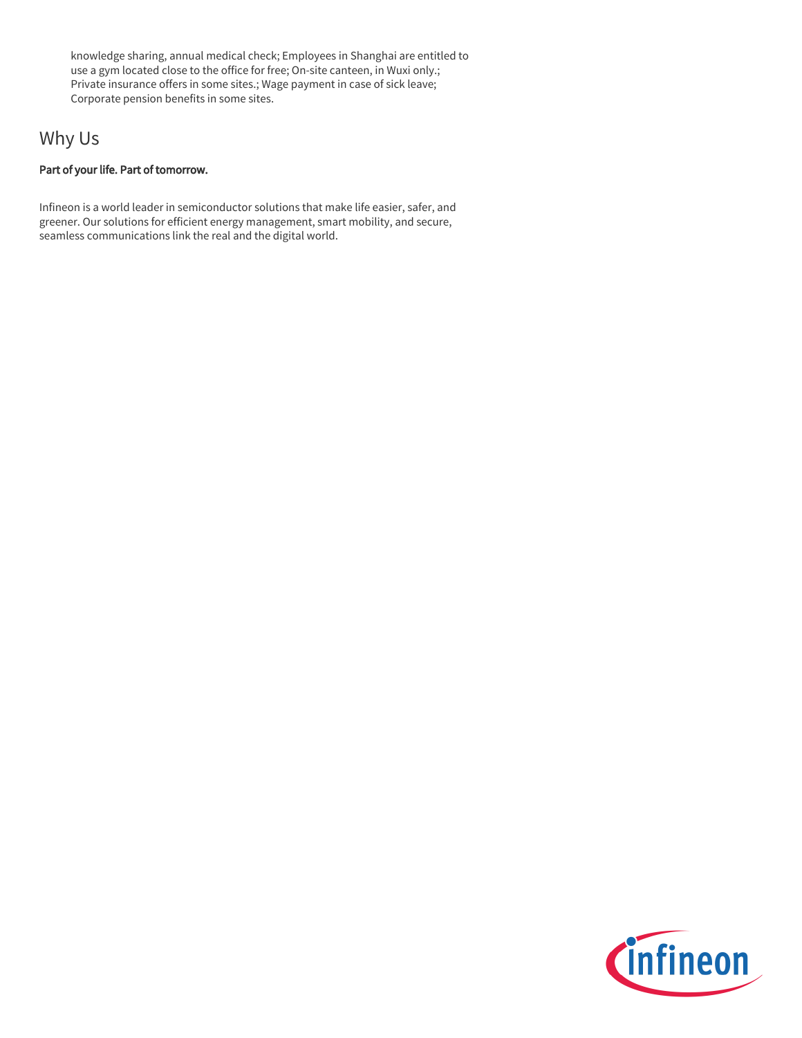knowledge sharing, annual medical check; Employees in Shanghai are entitled to use a gym located close to the office for free; On-site canteen, in Wuxi only.; Private insurance offers in some sites.; Wage payment in case of sick leave; Corporate pension benefits in some sites.

## Why Us

**Part of your life. Part of tomorrow.**

Infineon is a world leader in semiconductor solutions that make life easier, safer, and greener. Our solutions for efficient energy management, smart mobility, and secure, seamless communications link the real and the digital world.